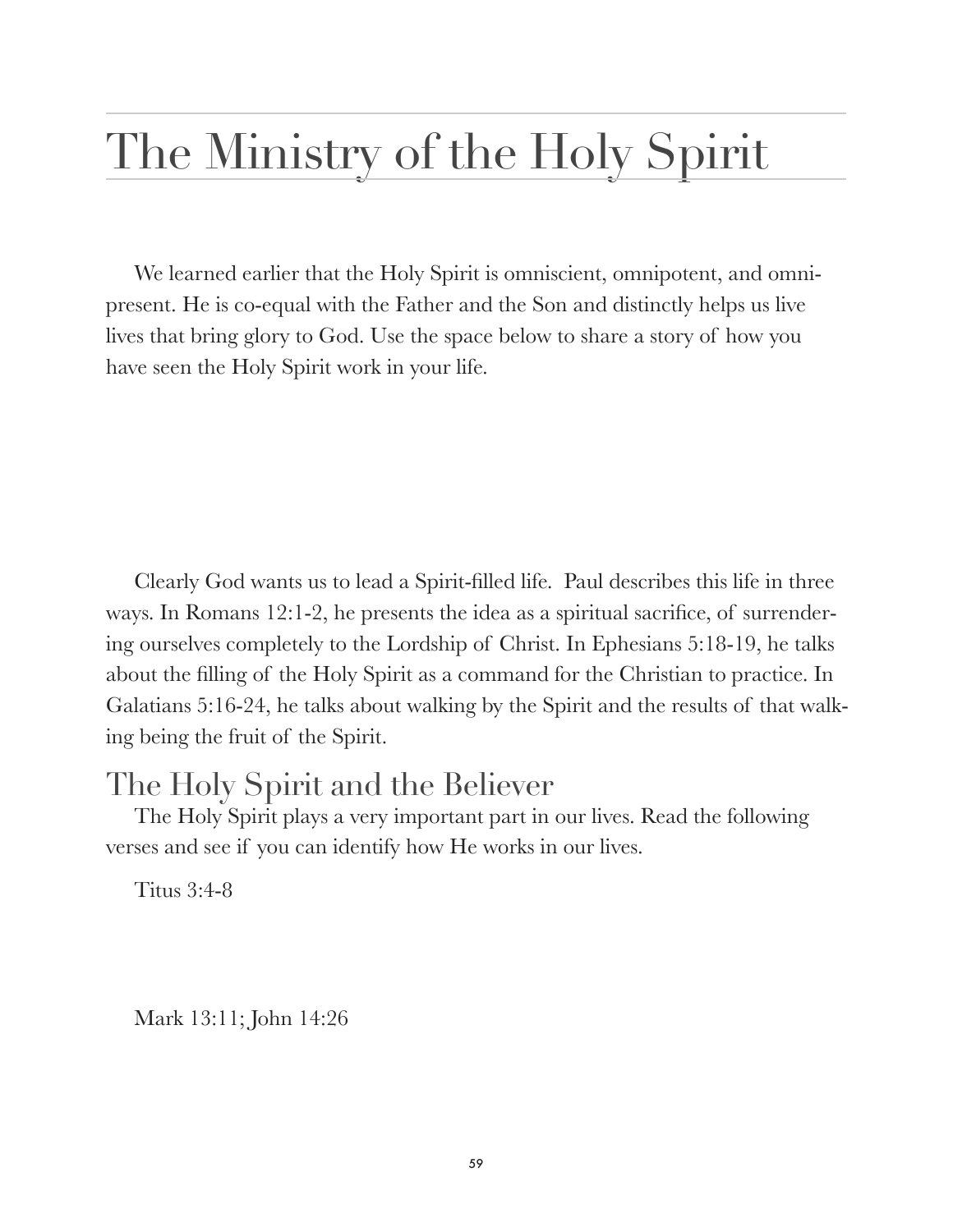# The Ministry of the Holy Spirit

We learned earlier that the Holy Spirit is omniscient, omnipotent, and omnipresent. He is co-equal with the Father and the Son and distinctly helps us live lives that bring glory to God. Use the space below to share a story of how you have seen the Holy Spirit work in your life.

Clearly God wants us to lead a Spirit-filled life. Paul describes this life in three ways. In Romans 12:1-2, he presents the idea as a spiritual sacrifice, of surrendering ourselves completely to the Lordship of Christ. In Ephesians 5:18-19, he talks about the filling of the Holy Spirit as a command for the Christian to practice. In Galatians 5:16-24, he talks about walking by the Spirit and the results of that walking being the fruit of the Spirit.

## The Holy Spirit and the Believer

The Holy Spirit plays a very important part in our lives. Read the following verses and see if you can identify how He works in our lives.

Titus 3:4-8

Mark 13:11; John 14:26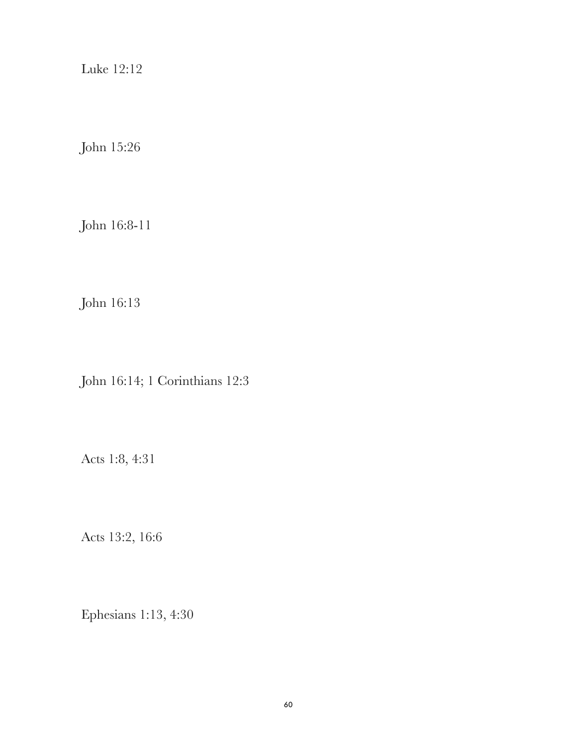Luke 12:12

John 15:26

John 16:8-11

John 16:13

John 16:14; 1 Corinthians 12:3

Acts 1:8, 4:31

Acts 13:2, 16:6

Ephesians 1:13, 4:30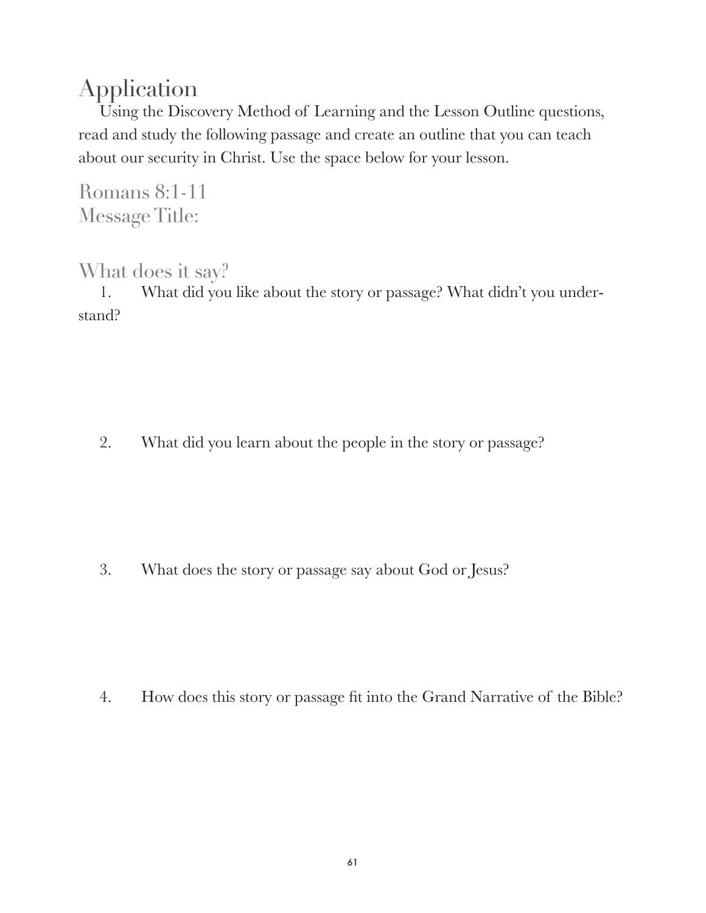# Application

Using the Discovery Method of Learning and the Lesson Outline questions, read and study the following passage and create an outline that you can teach about our security in Christ. Use the space below for your lesson.

## Romans 8:1-11
## Message Title:

## What does it say?

1. What did you like about the story or passage? What didn't you understand?

2. What did you learn about the people in the story or passage?

3. What does the story or passage say about God or Jesus?

4. How does this story or passage fit into the Grand Narrative of the Bible?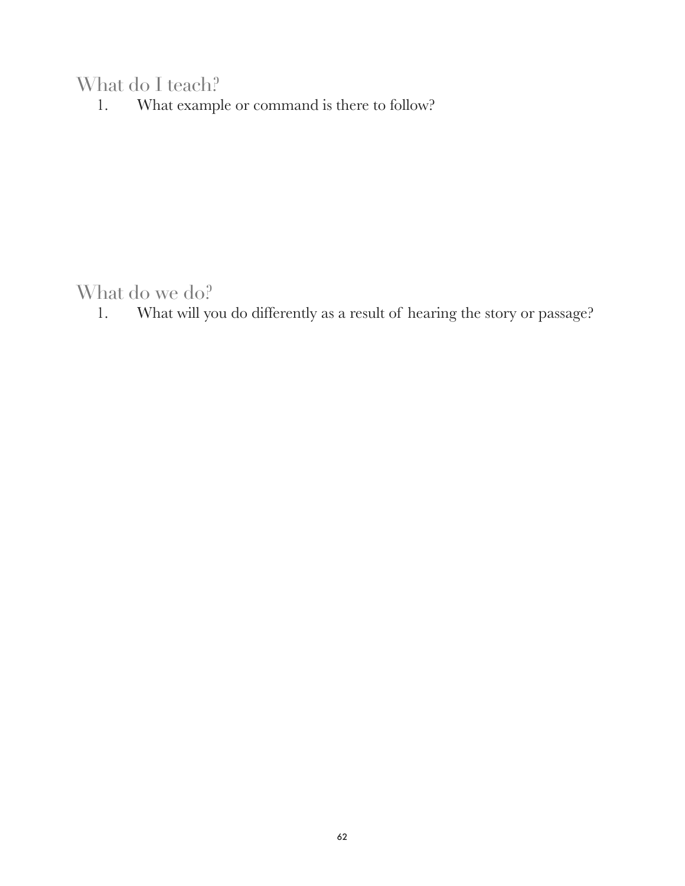## What do I teach?

1. What example or command is there to follow?

## What do we do?

1. What will you do differently as a result of hearing the story or passage?